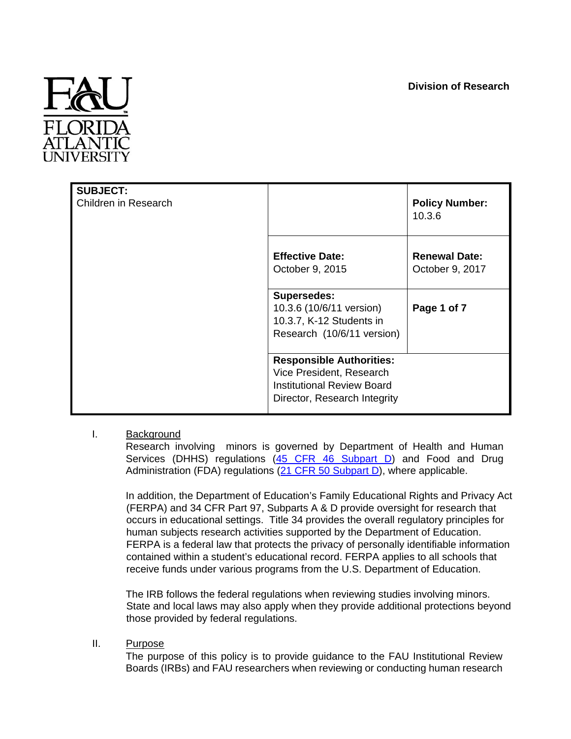**Division of Research**

| **SUBJECT:** Children in Research | | **Policy Number:** 10.3.6 |
|---|---|---|
| | **Effective Date:** October 9, 2015 | **Renewal Date:** October 9, 2017 |
| | **Supersedes:** 10.3.6 (10/6/11 version) 10.3.7, K-12 Students in Research (10/6/11 version) | **Page 1 of 7** |
| | **Responsible Authorities:** Vice President, Research; Institutional Review Board; Director, Research Integrity | |

I. Background

Research involving minors is governed by Department of Health and Human Services (DHHS) regulations (45 CFR 46 Subpart D) and Food and Drug Administration (FDA) regulations (21 CFR 50 Subpart D), where applicable.

In addition, the Department of Education's Family Educational Rights and Privacy Act (FERPA) and 34 CFR Part 97, Subparts A & D provide oversight for research that occurs in educational settings. Title 34 provides the overall regulatory principles for human subjects research activities supported by the Department of Education. FERPA is a federal law that protects the privacy of personally identifiable information contained within a student's educational record. FERPA applies to all schools that receive funds under various programs from the U.S. Department of Education.

The IRB follows the federal regulations when reviewing studies involving minors. State and local laws may also apply when they provide additional protections beyond those provided by federal regulations.

II. Purpose

The purpose of this policy is to provide guidance to the FAU Institutional Review Boards (IRBs) and FAU researchers when reviewing or conducting human research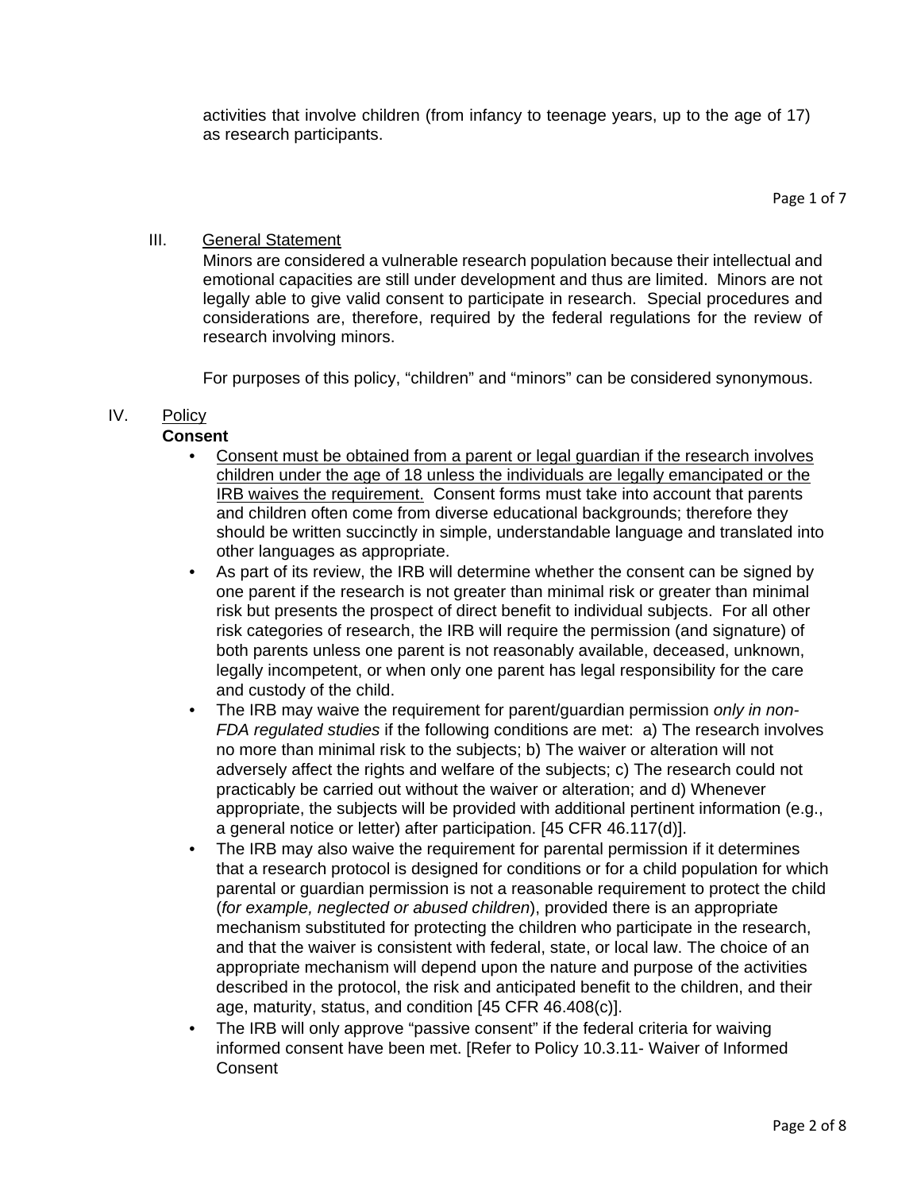activities that involve children (from infancy to teenage years, up to the age of 17) as research participants.

III. General Statement

Minors are considered a vulnerable research population because their intellectual and emotional capacities are still under development and thus are limited. Minors are not legally able to give valid consent to participate in research. Special procedures and considerations are, therefore, required by the federal regulations for the review of research involving minors.

For purposes of this policy, “children” and “minors” can be considered synonymous.

IV. Policy

**Consent**

- Consent must be obtained from a parent or legal guardian if the research involves children under the age of 18 unless the individuals are legally emancipated or the IRB waives the requirement. Consent forms must take into account that parents and children often come from diverse educational backgrounds; therefore they should be written succinctly in simple, understandable language and translated into other languages as appropriate.
- As part of its review, the IRB will determine whether the consent can be signed by one parent if the research is not greater than minimal risk or greater than minimal risk but presents the prospect of direct benefit to individual subjects. For all other risk categories of research, the IRB will require the permission (and signature) of both parents unless one parent is not reasonably available, deceased, unknown, legally incompetent, or when only one parent has legal responsibility for the care and custody of the child.
- The IRB may waive the requirement for parent/guardian permission *only in non-FDA regulated studies* if the following conditions are met: a) The research involves no more than minimal risk to the subjects; b) The waiver or alteration will not adversely affect the rights and welfare of the subjects; c) The research could not practicably be carried out without the waiver or alteration; and d) Whenever appropriate, the subjects will be provided with additional pertinent information (e.g., a general notice or letter) after participation. [45 CFR 46.117(d)].
- The IRB may also waive the requirement for parental permission if it determines that a research protocol is designed for conditions or for a child population for which parental or guardian permission is not a reasonable requirement to protect the child (*for example, neglected or abused children*), provided there is an appropriate mechanism substituted for protecting the children who participate in the research, and that the waiver is consistent with federal, state, or local law. The choice of an appropriate mechanism will depend upon the nature and purpose of the activities described in the protocol, the risk and anticipated benefit to the children, and their age, maturity, status, and condition [45 CFR 46.408(c)].
- The IRB will only approve “passive consent” if the federal criteria for waiving informed consent have been met. [Refer to Policy 10.3.11- Waiver of Informed Consent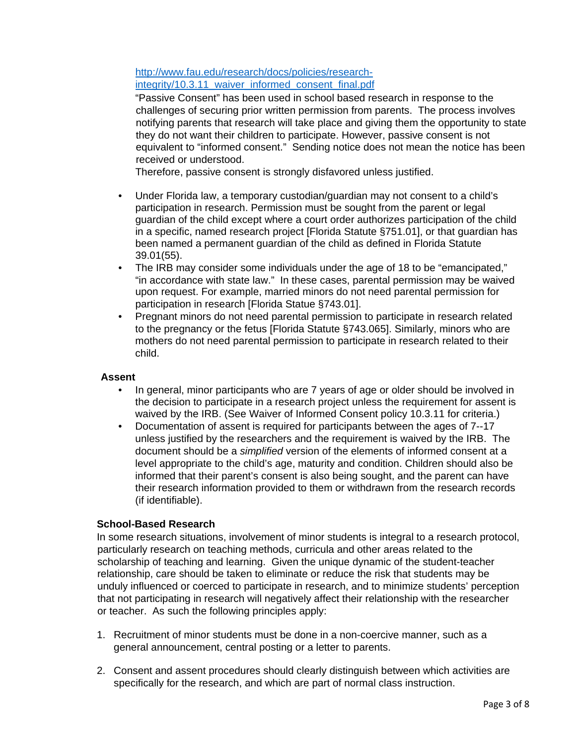http://www.fau.edu/research/docs/policies/research-integrity/10.3.11_waiver_informed_consent_final.pdf

"Passive Consent" has been used in school based research in response to the challenges of securing prior written permission from parents. The process involves notifying parents that research will take place and giving them the opportunity to state they do not want their children to participate. However, passive consent is not equivalent to "informed consent." Sending notice does not mean the notice has been received or understood.

Therefore, passive consent is strongly disfavored unless justified.

- Under Florida law, a temporary custodian/guardian may not consent to a child's participation in research. Permission must be sought from the parent or legal guardian of the child except where a court order authorizes participation of the child in a specific, named research project [Florida Statute §751.01], or that guardian has been named a permanent guardian of the child as defined in Florida Statute 39.01(55).
- The IRB may consider some individuals under the age of 18 to be "emancipated," "in accordance with state law." In these cases, parental permission may be waived upon request. For example, married minors do not need parental permission for participation in research [Florida Statue §743.01].
- Pregnant minors do not need parental permission to participate in research related to the pregnancy or the fetus [Florida Statute §743.065]. Similarly, minors who are mothers do not need parental permission to participate in research related to their child.

**Assent**

- In general, minor participants who are 7 years of age or older should be involved in the decision to participate in a research project unless the requirement for assent is waived by the IRB. (See Waiver of Informed Consent policy 10.3.11 for criteria.)
- Documentation of assent is required for participants between the ages of 7--17 unless justified by the researchers and the requirement is waived by the IRB. The document should be a *simplified* version of the elements of informed consent at a level appropriate to the child's age, maturity and condition. Children should also be informed that their parent's consent is also being sought, and the parent can have their research information provided to them or withdrawn from the research records (if identifiable).

**School-Based Research**

In some research situations, involvement of minor students is integral to a research protocol, particularly research on teaching methods, curricula and other areas related to the scholarship of teaching and learning. Given the unique dynamic of the student-teacher relationship, care should be taken to eliminate or reduce the risk that students may be unduly influenced or coerced to participate in research, and to minimize students' perception that not participating in research will negatively affect their relationship with the researcher or teacher. As such the following principles apply:

1. Recruitment of minor students must be done in a non-coercive manner, such as a general announcement, central posting or a letter to parents.

2. Consent and assent procedures should clearly distinguish between which activities are specifically for the research, and which are part of normal class instruction.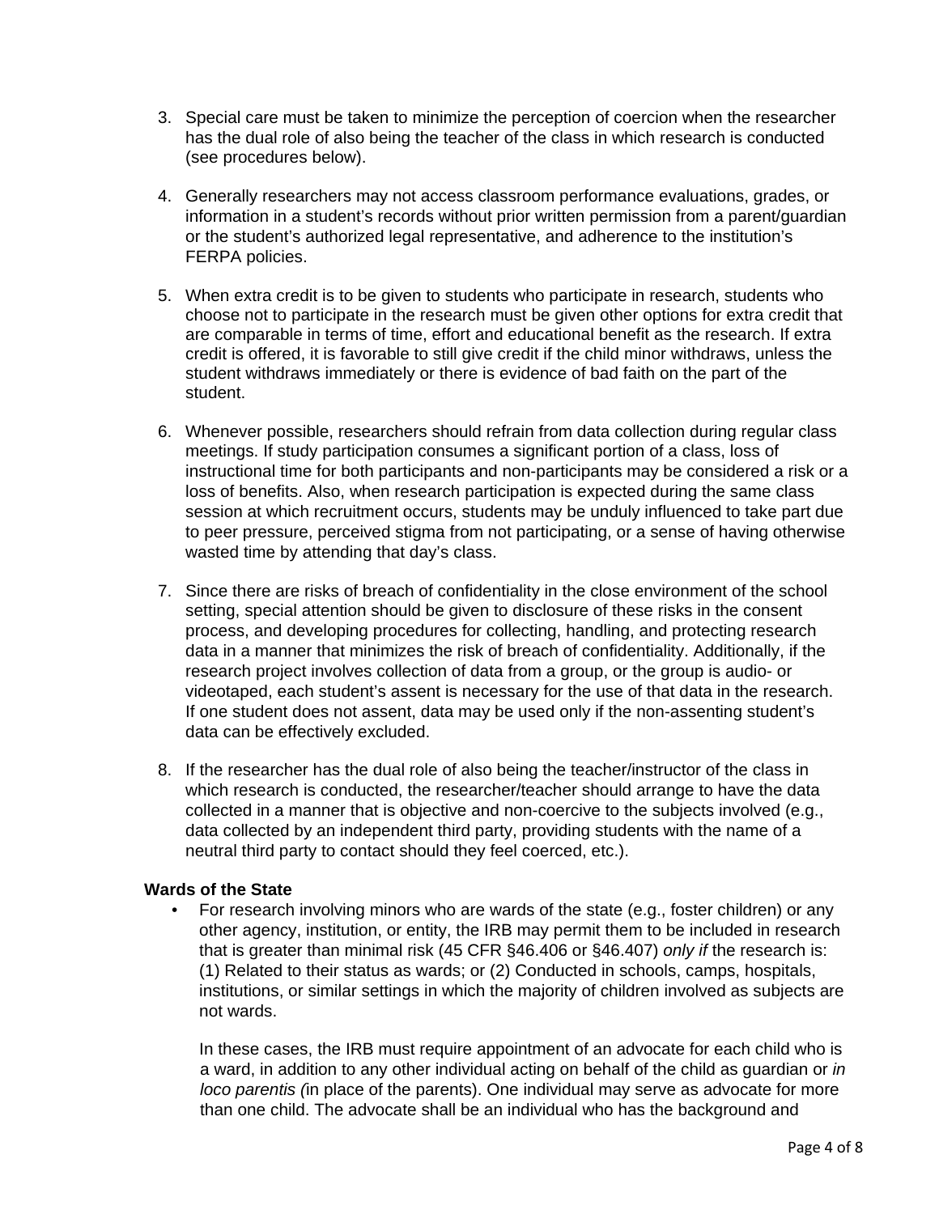3. Special care must be taken to minimize the perception of coercion when the researcher has the dual role of also being the teacher of the class in which research is conducted (see procedures below).

4. Generally researchers may not access classroom performance evaluations, grades, or information in a student's records without prior written permission from a parent/guardian or the student's authorized legal representative, and adherence to the institution's FERPA policies.

5. When extra credit is to be given to students who participate in research, students who choose not to participate in the research must be given other options for extra credit that are comparable in terms of time, effort and educational benefit as the research. If extra credit is offered, it is favorable to still give credit if the child minor withdraws, unless the student withdraws immediately or there is evidence of bad faith on the part of the student.

6. Whenever possible, researchers should refrain from data collection during regular class meetings. If study participation consumes a significant portion of a class, loss of instructional time for both participants and non-participants may be considered a risk or a loss of benefits. Also, when research participation is expected during the same class session at which recruitment occurs, students may be unduly influenced to take part due to peer pressure, perceived stigma from not participating, or a sense of having otherwise wasted time by attending that day's class.

7. Since there are risks of breach of confidentiality in the close environment of the school setting, special attention should be given to disclosure of these risks in the consent process, and developing procedures for collecting, handling, and protecting research data in a manner that minimizes the risk of breach of confidentiality. Additionally, if the research project involves collection of data from a group, or the group is audio- or videotaped, each student's assent is necessary for the use of that data in the research. If one student does not assent, data may be used only if the non-assenting student's data can be effectively excluded.

8. If the researcher has the dual role of also being the teacher/instructor of the class in which research is conducted, the researcher/teacher should arrange to have the data collected in a manner that is objective and non-coercive to the subjects involved (e.g., data collected by an independent third party, providing students with the name of a neutral third party to contact should they feel coerced, etc.).

**Wards of the State**

- For research involving minors who are wards of the state (e.g., foster children) or any other agency, institution, or entity, the IRB may permit them to be included in research that is greater than minimal risk (45 CFR §46.406 or §46.407) *only if* the research is: (1) Related to their status as wards; or (2) Conducted in schools, camps, hospitals, institutions, or similar settings in which the majority of children involved as subjects are not wards.

  In these cases, the IRB must require appointment of an advocate for each child who is a ward, in addition to any other individual acting on behalf of the child as guardian or *in loco parentis (*in place of the parents). One individual may serve as advocate for more than one child. The advocate shall be an individual who has the background and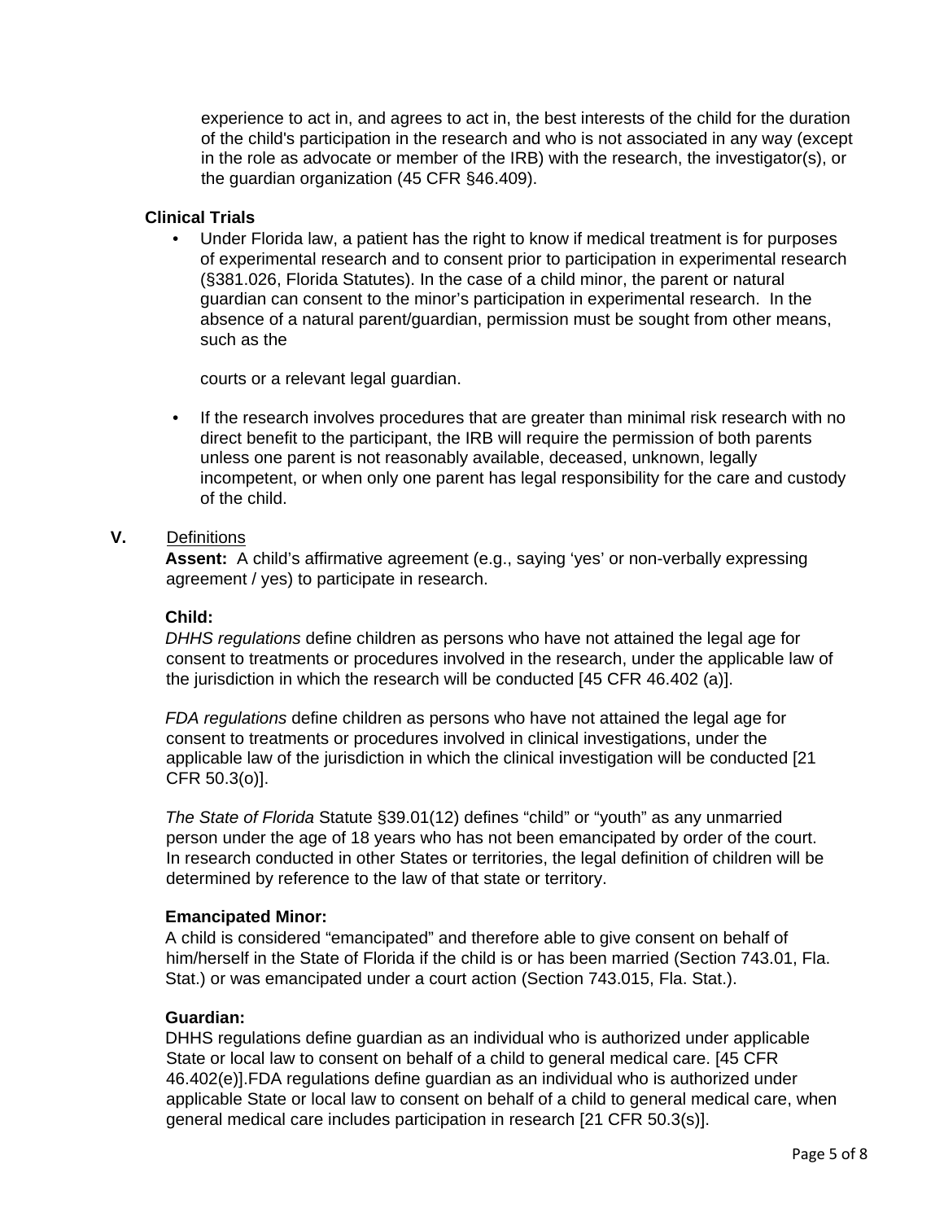experience to act in, and agrees to act in, the best interests of the child for the duration of the child's participation in the research and who is not associated in any way (except in the role as advocate or member of the IRB) with the research, the investigator(s), or the guardian organization (45 CFR §46.409).

**Clinical Trials**

- Under Florida law, a patient has the right to know if medical treatment is for purposes of experimental research and to consent prior to participation in experimental research (§381.026, Florida Statutes). In the case of a child minor, the parent or natural guardian can consent to the minor's participation in experimental research. In the absence of a natural parent/guardian, permission must be sought from other means, such as the

  courts or a relevant legal guardian.

- If the research involves procedures that are greater than minimal risk research with no direct benefit to the participant, the IRB will require the permission of both parents unless one parent is not reasonably available, deceased, unknown, legally incompetent, or when only one parent has legal responsibility for the care and custody of the child.

## V. Definitions

**Assent:** A child's affirmative agreement (e.g., saying 'yes' or non-verbally expressing agreement / yes) to participate in research.

**Child:**
*DHHS regulations* define children as persons who have not attained the legal age for consent to treatments or procedures involved in the research, under the applicable law of the jurisdiction in which the research will be conducted [45 CFR 46.402 (a)].

*FDA regulations* define children as persons who have not attained the legal age for consent to treatments or procedures involved in clinical investigations, under the applicable law of the jurisdiction in which the clinical investigation will be conducted [21 CFR 50.3(o)].

*The State of Florida* Statute §39.01(12) defines "child" or "youth" as any unmarried person under the age of 18 years who has not been emancipated by order of the court. In research conducted in other States or territories, the legal definition of children will be determined by reference to the law of that state or territory.

**Emancipated Minor:**
A child is considered "emancipated" and therefore able to give consent on behalf of him/herself in the State of Florida if the child is or has been married (Section 743.01, Fla. Stat.) or was emancipated under a court action (Section 743.015, Fla. Stat.).

**Guardian:**
DHHS regulations define guardian as an individual who is authorized under applicable State or local law to consent on behalf of a child to general medical care. [45 CFR 46.402(e)].FDA regulations define guardian as an individual who is authorized under applicable State or local law to consent on behalf of a child to general medical care, when general medical care includes participation in research [21 CFR 50.3(s)].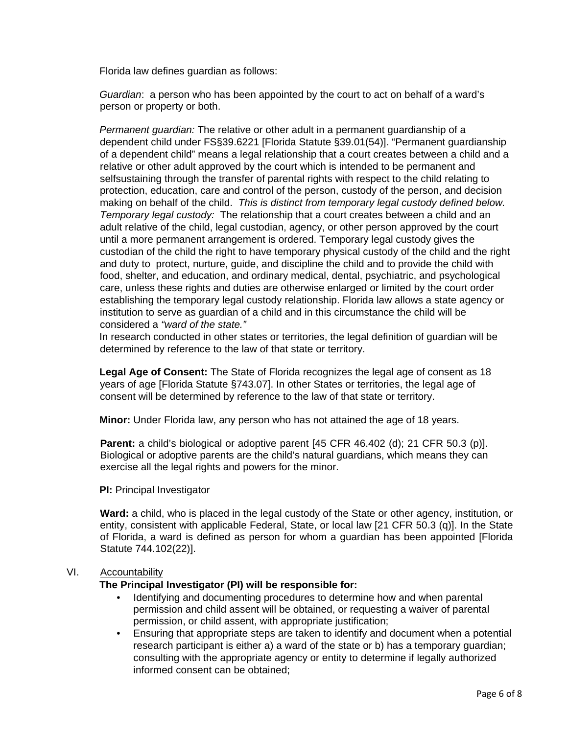Florida law defines guardian as follows:

*Guardian*: a person who has been appointed by the court to act on behalf of a ward's person or property or both.

*Permanent guardian:* The relative or other adult in a permanent guardianship of a dependent child under FS§39.6221 [Florida Statute §39.01(54)]. "Permanent guardianship of a dependent child" means a legal relationship that a court creates between a child and a relative or other adult approved by the court which is intended to be permanent and selfsustaining through the transfer of parental rights with respect to the child relating to protection, education, care and control of the person, custody of the person, and decision making on behalf of the child. *This is distinct from temporary legal custody defined below.*
*Temporary legal custody:* The relationship that a court creates between a child and an adult relative of the child, legal custodian, agency, or other person approved by the court until a more permanent arrangement is ordered. Temporary legal custody gives the custodian of the child the right to have temporary physical custody of the child and the right and duty to protect, nurture, guide, and discipline the child and to provide the child with food, shelter, and education, and ordinary medical, dental, psychiatric, and psychological care, unless these rights and duties are otherwise enlarged or limited by the court order establishing the temporary legal custody relationship. Florida law allows a state agency or institution to serve as guardian of a child and in this circumstance the child will be considered a *"ward of the state."*
In research conducted in other states or territories, the legal definition of guardian will be determined by reference to the law of that state or territory.

**Legal Age of Consent:** The State of Florida recognizes the legal age of consent as 18 years of age [Florida Statute §743.07]. In other States or territories, the legal age of consent will be determined by reference to the law of that state or territory.

**Minor:** Under Florida law, any person who has not attained the age of 18 years.

**Parent:** a child's biological or adoptive parent [45 CFR 46.402 (d); 21 CFR 50.3 (p)]. Biological or adoptive parents are the child's natural guardians, which means they can exercise all the legal rights and powers for the minor.

**PI:** Principal Investigator

**Ward:** a child, who is placed in the legal custody of the State or other agency, institution, or entity, consistent with applicable Federal, State, or local law [21 CFR 50.3 (q)]. In the State of Florida, a ward is defined as person for whom a guardian has been appointed [Florida Statute 744.102(22)].

VI. Accountability

**The Principal Investigator (PI) will be responsible for:**

- Identifying and documenting procedures to determine how and when parental permission and child assent will be obtained, or requesting a waiver of parental permission, or child assent, with appropriate justification;
- Ensuring that appropriate steps are taken to identify and document when a potential research participant is either a) a ward of the state or b) has a temporary guardian; consulting with the appropriate agency or entity to determine if legally authorized informed consent can be obtained;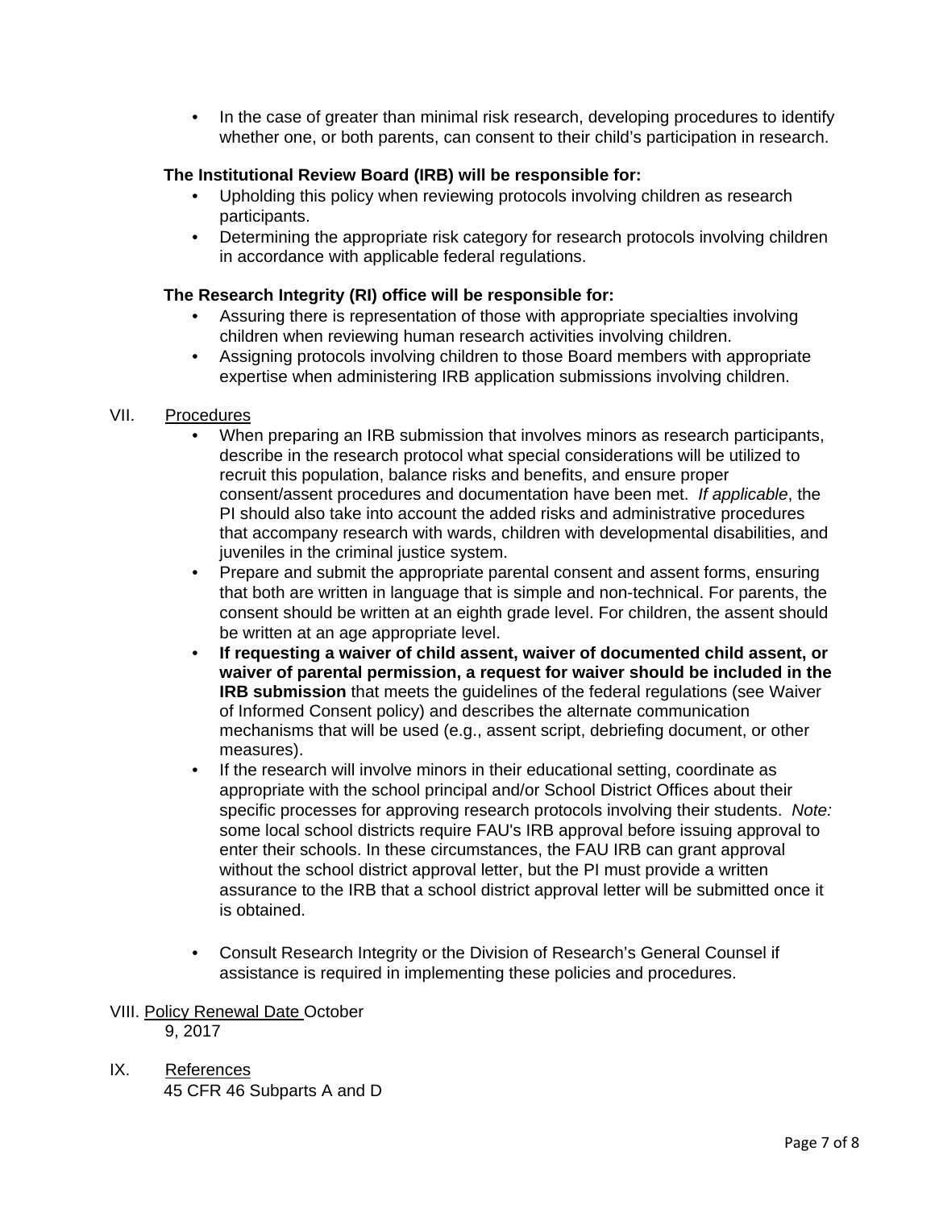- In the case of greater than minimal risk research, developing procedures to identify whether one, or both parents, can consent to their child's participation in research.

**The Institutional Review Board (IRB) will be responsible for:**

- Upholding this policy when reviewing protocols involving children as research participants.
- Determining the appropriate risk category for research protocols involving children in accordance with applicable federal regulations.

**The Research Integrity (RI) office will be responsible for:**

- Assuring there is representation of those with appropriate specialties involving children when reviewing human research activities involving children.
- Assigning protocols involving children to those Board members with appropriate expertise when administering IRB application submissions involving children.

VII. Procedures

- When preparing an IRB submission that involves minors as research participants, describe in the research protocol what special considerations will be utilized to recruit this population, balance risks and benefits, and ensure proper consent/assent procedures and documentation have been met. *If applicable*, the PI should also take into account the added risks and administrative procedures that accompany research with wards, children with developmental disabilities, and juveniles in the criminal justice system.
- Prepare and submit the appropriate parental consent and assent forms, ensuring that both are written in language that is simple and non-technical. For parents, the consent should be written at an eighth grade level. For children, the assent should be written at an age appropriate level.
- **If requesting a waiver of child assent, waiver of documented child assent, or waiver of parental permission, a request for waiver should be included in the IRB submission** that meets the guidelines of the federal regulations (see Waiver of Informed Consent policy) and describes the alternate communication mechanisms that will be used (e.g., assent script, debriefing document, or other measures).
- If the research will involve minors in their educational setting, coordinate as appropriate with the school principal and/or School District Offices about their specific processes for approving research protocols involving their students. *Note:* some local school districts require FAU's IRB approval before issuing approval to enter their schools. In these circumstances, the FAU IRB can grant approval without the school district approval letter, but the PI must provide a written assurance to the IRB that a school district approval letter will be submitted once it is obtained.
- Consult Research Integrity or the Division of Research's General Counsel if assistance is required in implementing these policies and procedures.

VIII. Policy Renewal Date October 9, 2017

IX. References

45 CFR 46 Subparts A and D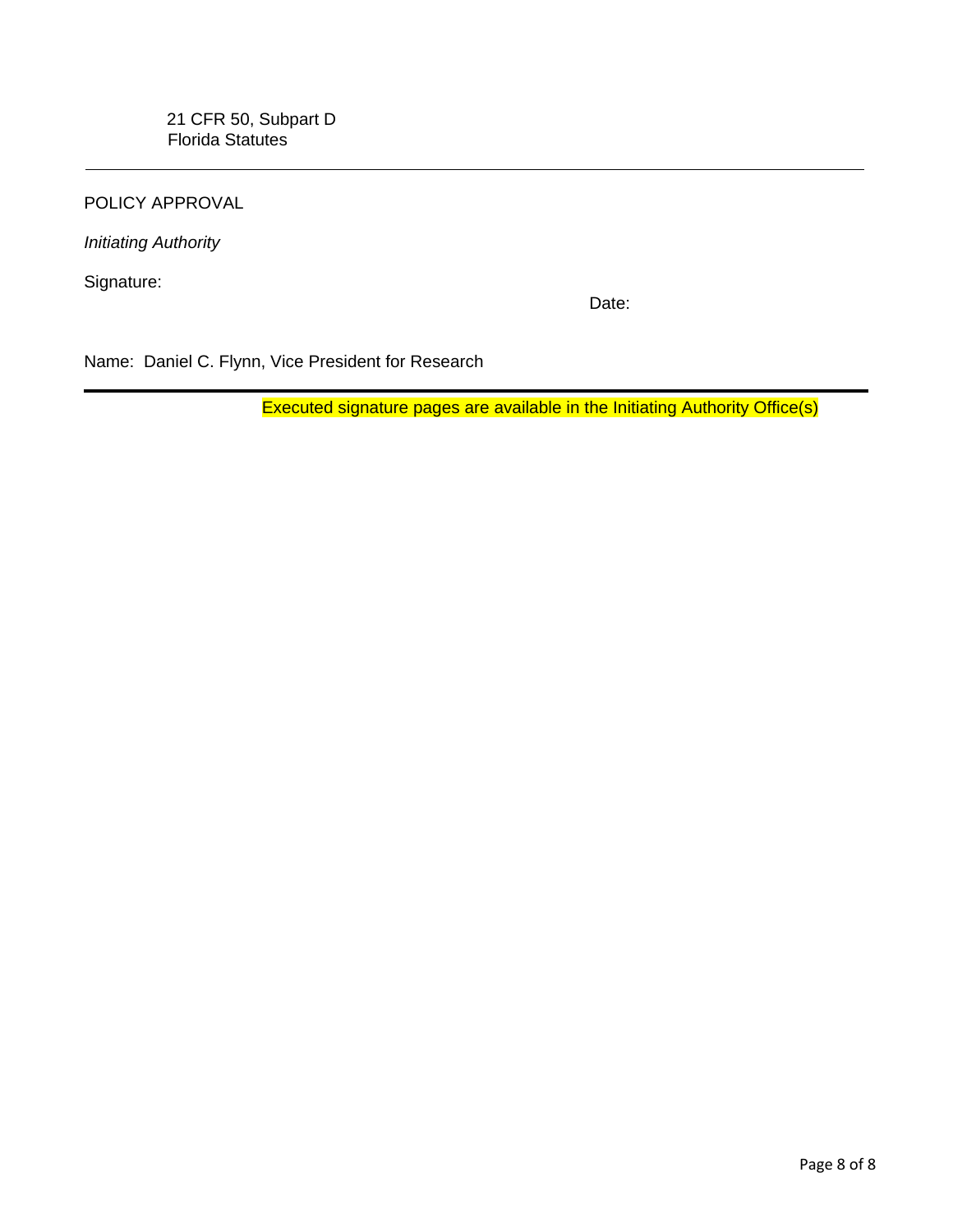21 CFR 50, Subpart D
Florida Statutes

---

POLICY APPROVAL

*Initiating Authority*

Signature:

Date:

Name: Daniel C. Flynn, Vice President for Research

---

Executed signature pages are available in the Initiating Authority Office(s)